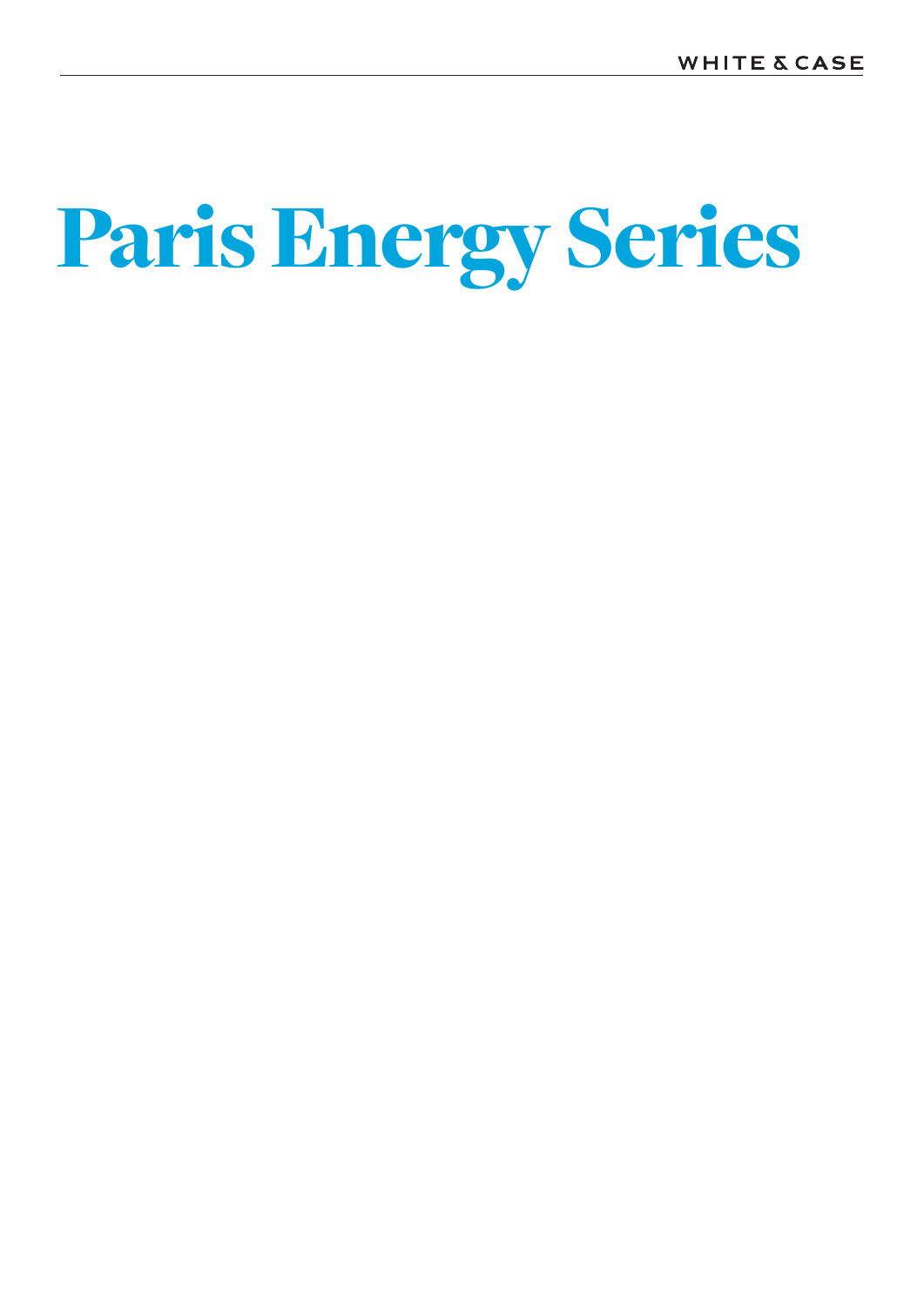WHITE & CASE

# Paris Energy Series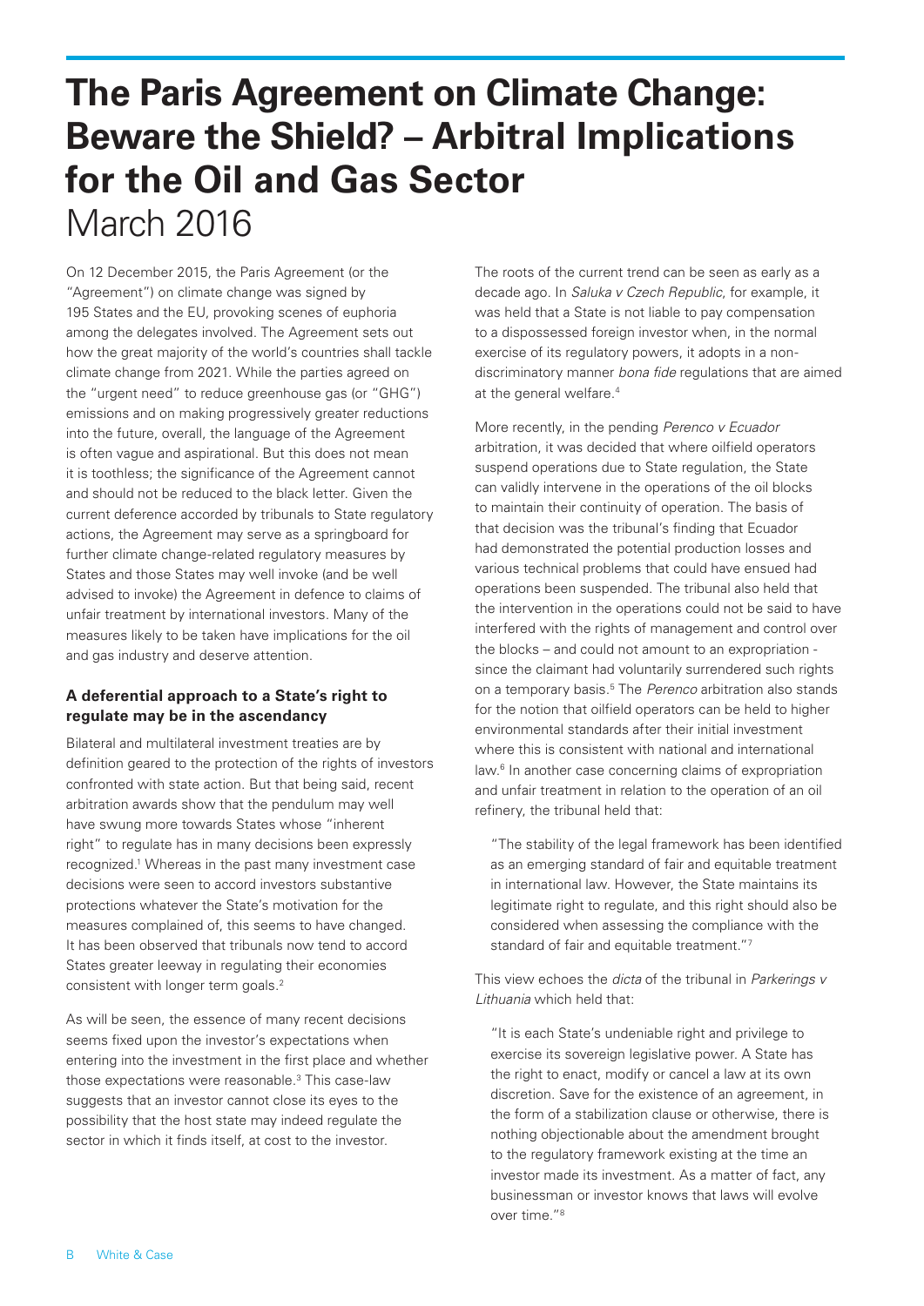# The Paris Agreement on Climate Change: Beware the Shield? – Arbitral Implications for the Oil and Gas Sector

March 2016

On 12 December 2015, the Paris Agreement (or the "Agreement") on climate change was signed by 195 States and the EU, provoking scenes of euphoria among the delegates involved. The Agreement sets out how the great majority of the world's countries shall tackle climate change from 2021. While the parties agreed on the "urgent need" to reduce greenhouse gas (or "GHG") emissions and on making progressively greater reductions into the future, overall, the language of the Agreement is often vague and aspirational. But this does not mean it is toothless; the significance of the Agreement cannot and should not be reduced to the black letter. Given the current deference accorded by tribunals to State regulatory actions, the Agreement may serve as a springboard for further climate change-related regulatory measures by States and those States may well invoke (and be well advised to invoke) the Agreement in defence to claims of unfair treatment by international investors. Many of the measures likely to be taken have implications for the oil and gas industry and deserve attention.

### A deferential approach to a State's right to regulate may be in the ascendancy

Bilateral and multilateral investment treaties are by definition geared to the protection of the rights of investors confronted with state action. But that being said, recent arbitration awards show that the pendulum may well have swung more towards States whose "inherent right" to regulate has in many decisions been expressly recognized.[1] Whereas in the past many investment case decisions were seen to accord investors substantive protections whatever the State's motivation for the measures complained of, this seems to have changed. It has been observed that tribunals now tend to accord States greater leeway in regulating their economies consistent with longer term goals.[2]

As will be seen, the essence of many recent decisions seems fixed upon the investor's expectations when entering into the investment in the first place and whether those expectations were reasonable.[3] This case-law suggests that an investor cannot close its eyes to the possibility that the host state may indeed regulate the sector in which it finds itself, at cost to the investor.

The roots of the current trend can be seen as early as a decade ago. In *Saluka v Czech Republic*, for example, it was held that a State is not liable to pay compensation to a dispossessed foreign investor when, in the normal exercise of its regulatory powers, it adopts in a non-discriminatory manner *bona fide* regulations that are aimed at the general welfare.[4]

More recently, in the pending *Perenco v Ecuador* arbitration, it was decided that where oilfield operators suspend operations due to State regulation, the State can validly intervene in the operations of the oil blocks to maintain their continuity of operation. The basis of that decision was the tribunal's finding that Ecuador had demonstrated the potential production losses and various technical problems that could have ensued had operations been suspended. The tribunal also held that the intervention in the operations could not be said to have interfered with the rights of management and control over the blocks – and could not amount to an expropriation - since the claimant had voluntarily surrendered such rights on a temporary basis.[5] The *Perenco* arbitration also stands for the notion that oilfield operators can be held to higher environmental standards after their initial investment where this is consistent with national and international law.[6] In another case concerning claims of expropriation and unfair treatment in relation to the operation of an oil refinery, the tribunal held that:

> "The stability of the legal framework has been identified as an emerging standard of fair and equitable treatment in international law. However, the State maintains its legitimate right to regulate, and this right should also be considered when assessing the compliance with the standard of fair and equitable treatment."[7]

This view echoes the *dicta* of the tribunal in *Parkerings v Lithuania* which held that:

> "It is each State's undeniable right and privilege to exercise its sovereign legislative power. A State has the right to enact, modify or cancel a law at its own discretion. Save for the existence of an agreement, in the form of a stabilization clause or otherwise, there is nothing objectionable about the amendment brought to the regulatory framework existing at the time an investor made its investment. As a matter of fact, any businessman or investor knows that laws will evolve over time."[8]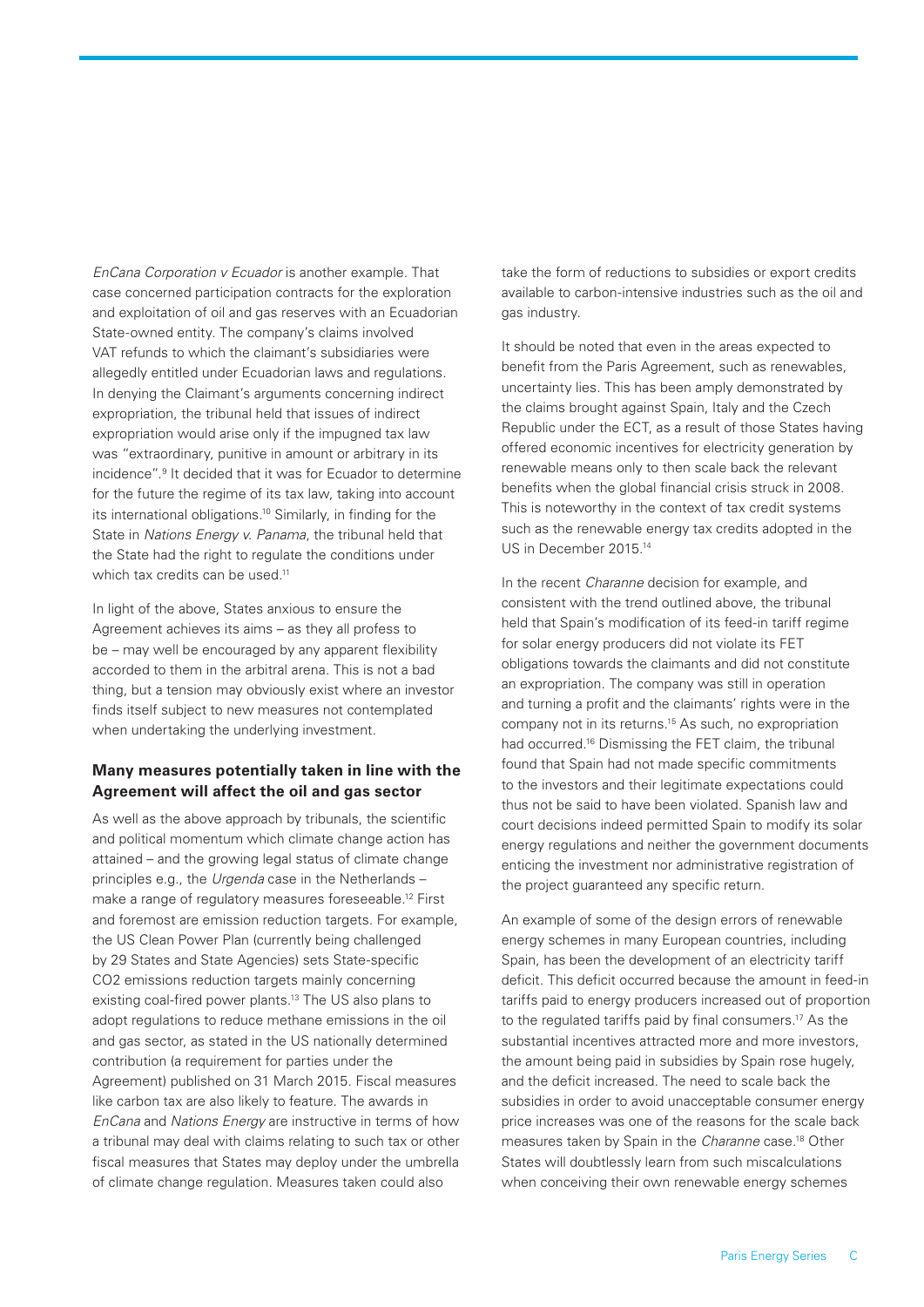*EnCana Corporation v Ecuador* is another example. That case concerned participation contracts for the exploration and exploitation of oil and gas reserves with an Ecuadorian State-owned entity. The company's claims involved VAT refunds to which the claimant's subsidiaries were allegedly entitled under Ecuadorian laws and regulations. In denying the Claimant's arguments concerning indirect expropriation, the tribunal held that issues of indirect expropriation would arise only if the impugned tax law was "extraordinary, punitive in amount or arbitrary in its incidence".[9] It decided that it was for Ecuador to determine for the future the regime of its tax law, taking into account its international obligations.[10] Similarly, in finding for the State in *Nations Energy v. Panama*, the tribunal held that the State had the right to regulate the conditions under which tax credits can be used.[11]

In light of the above, States anxious to ensure the Agreement achieves its aims – as they all profess to be – may well be encouraged by any apparent flexibility accorded to them in the arbitral arena. This is not a bad thing, but a tension may obviously exist where an investor finds itself subject to new measures not contemplated when undertaking the underlying investment.

### Many measures potentially taken in line with the Agreement will affect the oil and gas sector

As well as the above approach by tribunals, the scientific and political momentum which climate change action has attained – and the growing legal status of climate change principles e.g., the *Urgenda* case in the Netherlands – make a range of regulatory measures foreseeable.[12] First and foremost are emission reduction targets. For example, the US Clean Power Plan (currently being challenged by 29 States and State Agencies) sets State-specific $CO_2$ emissions reduction targets mainly concerning existing coal-fired power plants.[13] The US also plans to adopt regulations to reduce methane emissions in the oil and gas sector, as stated in the US nationally determined contribution (a requirement for parties under the Agreement) published on 31 March 2015. Fiscal measures like carbon tax are also likely to feature. The awards in *EnCana* and *Nations Energy* are instructive in terms of how a tribunal may deal with claims relating to such tax or other fiscal measures that States may deploy under the umbrella of climate change regulation. Measures taken could also take the form of reductions to subsidies or export credits available to carbon-intensive industries such as the oil and gas industry.

It should be noted that even in the areas expected to benefit from the Paris Agreement, such as renewables, uncertainty lies. This has been amply demonstrated by the claims brought against Spain, Italy and the Czech Republic under the ECT, as a result of those States having offered economic incentives for electricity generation by renewable means only to then scale back the relevant benefits when the global financial crisis struck in 2008. This is noteworthy in the context of tax credit systems such as the renewable energy tax credits adopted in the US in December 2015.[14]

In the recent *Charanne* decision for example, and consistent with the trend outlined above, the tribunal held that Spain's modification of its feed-in tariff regime for solar energy producers did not violate its FET obligations towards the claimants and did not constitute an expropriation. The company was still in operation and turning a profit and the claimants' rights were in the company not in its returns.[15] As such, no expropriation had occurred.[16] Dismissing the FET claim, the tribunal found that Spain had not made specific commitments to the investors and their legitimate expectations could thus not be said to have been violated. Spanish law and court decisions indeed permitted Spain to modify its solar energy regulations and neither the government documents enticing the investment nor administrative registration of the project guaranteed any specific return.

An example of some of the design errors of renewable energy schemes in many European countries, including Spain, has been the development of an electricity tariff deficit. This deficit occurred because the amount in feed-in tariffs paid to energy producers increased out of proportion to the regulated tariffs paid by final consumers.[17] As the substantial incentives attracted more and more investors, the amount being paid in subsidies by Spain rose hugely, and the deficit increased. The need to scale back the subsidies in order to avoid unacceptable consumer energy price increases was one of the reasons for the scale back measures taken by Spain in the *Charanne* case.[18] Other States will doubtlessly learn from such miscalculations when conceiving their own renewable energy schemes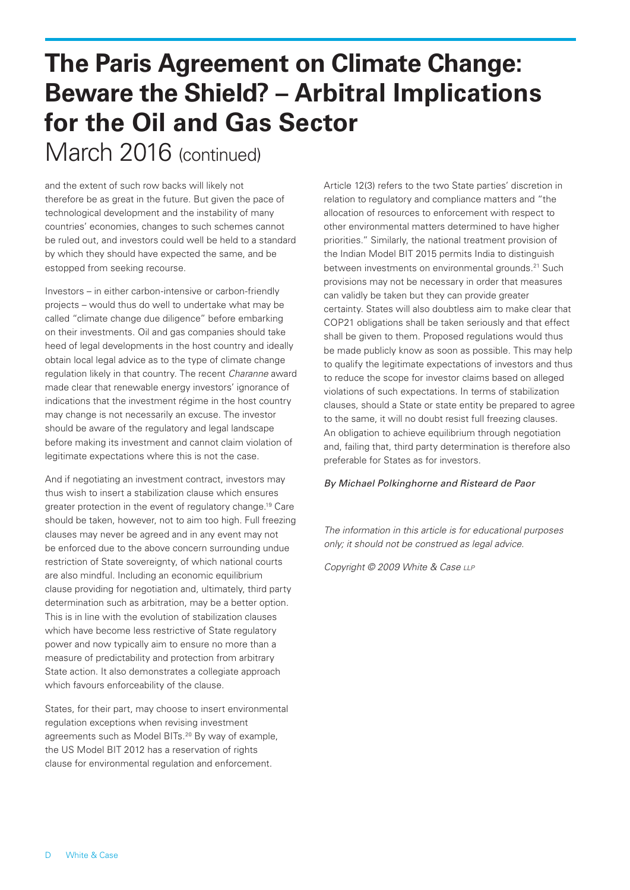# The Paris Agreement on Climate Change: Beware the Shield? – Arbitral Implications for the Oil and Gas Sector

March 2016 (continued)

and the extent of such row backs will likely not therefore be as great in the future. But given the pace of technological development and the instability of many countries' economies, changes to such schemes cannot be ruled out, and investors could well be held to a standard by which they should have expected the same, and be estopped from seeking recourse.

Investors – in either carbon-intensive or carbon-friendly projects – would thus do well to undertake what may be called "climate change due diligence" before embarking on their investments. Oil and gas companies should take heed of legal developments in the host country and ideally obtain local legal advice as to the type of climate change regulation likely in that country. The recent *Charanne* award made clear that renewable energy investors' ignorance of indications that the investment régime in the host country may change is not necessarily an excuse. The investor should be aware of the regulatory and legal landscape before making its investment and cannot claim violation of legitimate expectations where this is not the case.

And if negotiating an investment contract, investors may thus wish to insert a stabilization clause which ensures greater protection in the event of regulatory change.[19] Care should be taken, however, not to aim too high. Full freezing clauses may never be agreed and in any event may not be enforced due to the above concern surrounding undue restriction of State sovereignty, of which national courts are also mindful. Including an economic equilibrium clause providing for negotiation and, ultimately, third party determination such as arbitration, may be a better option. This is in line with the evolution of stabilization clauses which have become less restrictive of State regulatory power and now typically aim to ensure no more than a measure of predictability and protection from arbitrary State action. It also demonstrates a collegiate approach which favours enforceability of the clause.

States, for their part, may choose to insert environmental regulation exceptions when revising investment agreements such as Model BITs.[20] By way of example, the US Model BIT 2012 has a reservation of rights clause for environmental regulation and enforcement. Article 12(3) refers to the two State parties' discretion in relation to regulatory and compliance matters and "the allocation of resources to enforcement with respect to other environmental matters determined to have higher priorities." Similarly, the national treatment provision of the Indian Model BIT 2015 permits India to distinguish between investments on environmental grounds.[21] Such provisions may not be necessary in order that measures can validly be taken but they can provide greater certainty. States will also doubtless aim to make clear that COP21 obligations shall be taken seriously and that effect shall be given to them. Proposed regulations would thus be made publicly know as soon as possible. This may help to qualify the legitimate expectations of investors and thus to reduce the scope for investor claims based on alleged violations of such expectations. In terms of stabilization clauses, should a State or state entity be prepared to agree to the same, it will no doubt resist full freezing clauses. An obligation to achieve equilibrium through negotiation and, failing that, third party determination is therefore also preferable for States as for investors.

*By Michael Polkinghorne and Risteard de Paor*

*The information in this article is for educational purposes only; it should not be construed as legal advice.*

*Copyright © 2009 White & Case LLP*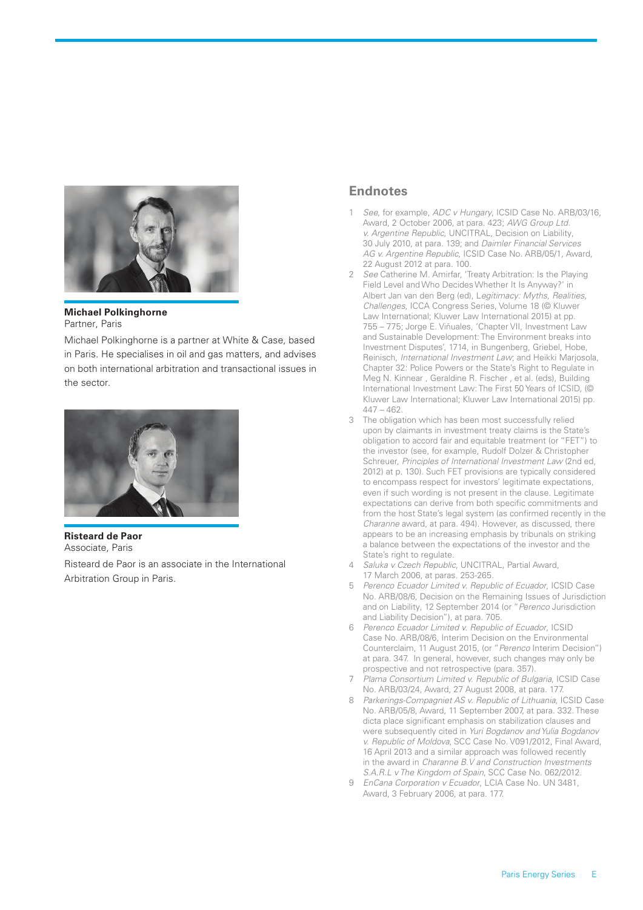**Michael Polkinghorne**
Partner, Paris

Michael Polkinghorne is a partner at White & Case, based in Paris. He specialises in oil and gas matters, and advises on both international arbitration and transactional issues in the sector.

**Risteard de Paor**
Associate, Paris

Risteard de Paor is an associate in the International Arbitration Group in Paris.

## Endnotes

1. *See*, for example, *ADC v Hungary*, ICSID Case No. ARB/03/16, Award, 2 October 2006, at para. 423; *AWG Group Ltd. v. Argentine Republic*, UNCITRAL, Decision on Liability, 30 July 2010, at para. 139; and *Daimler Financial Services AG v. Argentine Republic*, ICSID Case No. ARB/05/1, Award, 22 August 2012 at para. 100.
2. *See* Catherine M. Amirfar, 'Treaty Arbitration: Is the Playing Field Level and Who Decides Whether It Is Anyway?' in Albert Jan van den Berg (ed), *Legitimacy: Myths, Realities, Challenges*, ICCA Congress Series, Volume 18 (© Kluwer Law International; Kluwer Law International 2015) at pp. 755 – 775; Jorge E. Viñuales, 'Chapter VII, Investment Law and Sustainable Development: The Environment breaks into Investment Disputes', 1714, in Bungenberg, Griebel, Hobe, Reinisch, *International Investment Law*; and Heikki Marjosola, Chapter 32: Police Powers or the State's Right to Regulate in Meg N. Kinnear , Geraldine R. Fischer , et al. (eds), Building International Investment Law: The First 50 Years of ICSID, (© Kluwer Law International; Kluwer Law International 2015) pp. 447 – 462.
3. The obligation which has been most successfully relied upon by claimants in investment treaty claims is the State's obligation to accord fair and equitable treatment (or "FET") to the investor (see, for example, Rudolf Dolzer & Christopher Schreuer, *Principles of International Investment Law* (2nd ed, 2012) at p. 130). Such FET provisions are typically considered to encompass respect for investors' legitimate expectations, even if such wording is not present in the clause. Legitimate expectations can derive from both specific commitments and from the host State's legal system (as confirmed recently in the *Charanne* award, at para. 494). However, as discussed, there appears to be an increasing emphasis by tribunals on striking a balance between the expectations of the investor and the State's right to regulate.
4. *Saluka v Czech Republic*, UNCITRAL, Partial Award, 17 March 2006, at paras. 253-265.
5. *Perenco Ecuador Limited v. Republic of Ecuador*, ICSID Case No. ARB/08/6, Decision on the Remaining Issues of Jurisdiction and on Liability, 12 September 2014 (or "*Perenco* Jurisdiction and Liability Decision"), at para. 705.
6. *Perenco Ecuador Limited v. Republic of Ecuador*, ICSID Case No. ARB/08/6, Interim Decision on the Environmental Counterclaim, 11 August 2015, (or "*Perenco* Interim Decision") at para. 347. In general, however, such changes may only be prospective and not retrospective (para. 357).
7. *Plama Consortium Limited v. Republic of Bulgaria*, ICSID Case No. ARB/03/24, Award, 27 August 2008, at para. 177.
8. *Parkerings-Compagniet AS v. Republic of Lithuania*, ICSID Case No. ARB/05/8, Award, 11 September 2007, at para. 332. These dicta place significant emphasis on stabilization clauses and were subsequently cited in *Yuri Bogdanov and Yulia Bogdanov v. Republic of Moldova*, SCC Case No. V091/2012, Final Award, 16 April 2013 and a similar approach was followed recently in the award in *Charanne B.V and Construction Investments S.A.R.L v The Kingdom of Spain*, SCC Case No. 062/2012.
9. *EnCana Corporation v Ecuador*, LCIA Case No. UN 3481, Award, 3 February 2006, at para. 177.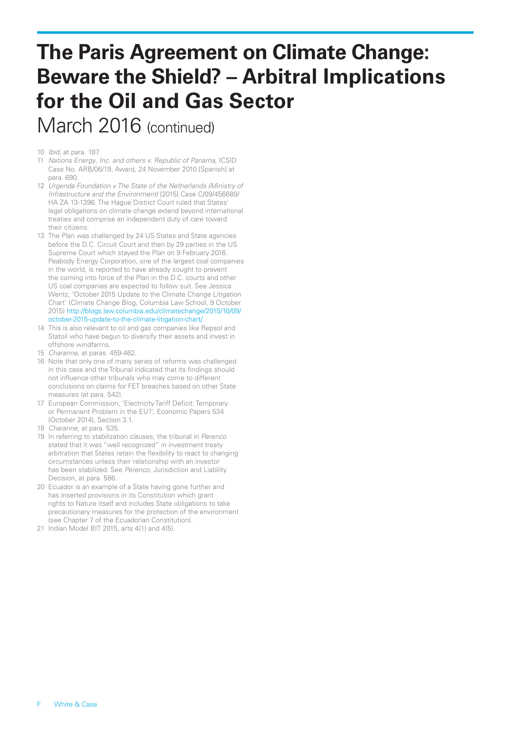# The Paris Agreement on Climate Change: Beware the Shield? – Arbitral Implications for the Oil and Gas Sector

March 2016 (continued)

10 *Ibid*, at para. 187.

11 *Nations Energy, Inc. and others v. Republic of Panama*, ICSID Case No. ARB/06/19, Award, 24 November 2010 [Spanish] at para. 690.

12 *Urgenda Foundation v The State of the Netherlands (Ministry of Infrastructure and the Environment)* [2015] Case C/09/456689/ HA ZA 13-1396. The Hague District Court ruled that States' legal obligations on climate change extend beyond international treaties and comprise an independent duty of care toward their citizens.

13 The Plan was challenged by 24 US States and State agencies before the D.C. Circuit Court and then by 29 parties in the US Supreme Court which stayed the Plan on 9 February 2016. Peabody Energy Corporation, one of the largest coal companies in the world, is reported to have already sought to prevent the coming into force of the Plan in the D.C. courts and other US coal companies are expected to follow suit. See Jessica Wentz, 'October 2015 Update to the Climate Change Litigation Chart' (Climate Change Blog, Columbia Law School, 9 October 2015) http://blogs.law.columbia.edu/climatechange/2015/10/09/october-2015-update-to-the-climate-litigation-chart/

14 This is also relevant to oil and gas companies like Repsol and Statoil who have begun to diversify their assets and invest in offshore windfarms.

15 *Charanne*, at paras. 459-462.

16 Note that only one of many series of reforms was challenged in this case and the Tribunal indicated that its findings should not influence other tribunals who may come to different conclusions on claims for FET breaches based on other State measures (at para. 542).

17 European Commission, 'Electricity Tariff Deficit: Temporary or Permanent Problem in the EU?', Economic Papers 534 (October 2014), Section 3.1.

18 *Charanne*, at para. 535.

19 In referring to stabilization clauses, the tribunal in *Perenco* stated that it was "well recognized" in investment treaty arbitration that States retain the flexibility to react to changing circumstances unless their relationship with an investor has been stabilized. See *Perenco*, Jurisdiction and Liability Decision, at para. 586.

20 Ecuador is an example of a State having gone further and has inserted provisions in its Constitution which grant rights to Nature itself and includes State obligations to take precautionary measures for the protection of the environment (see Chapter 7 of the Ecuadorian Constitution).

21 Indian Model BIT 2015, arts 4(1) and 4(5).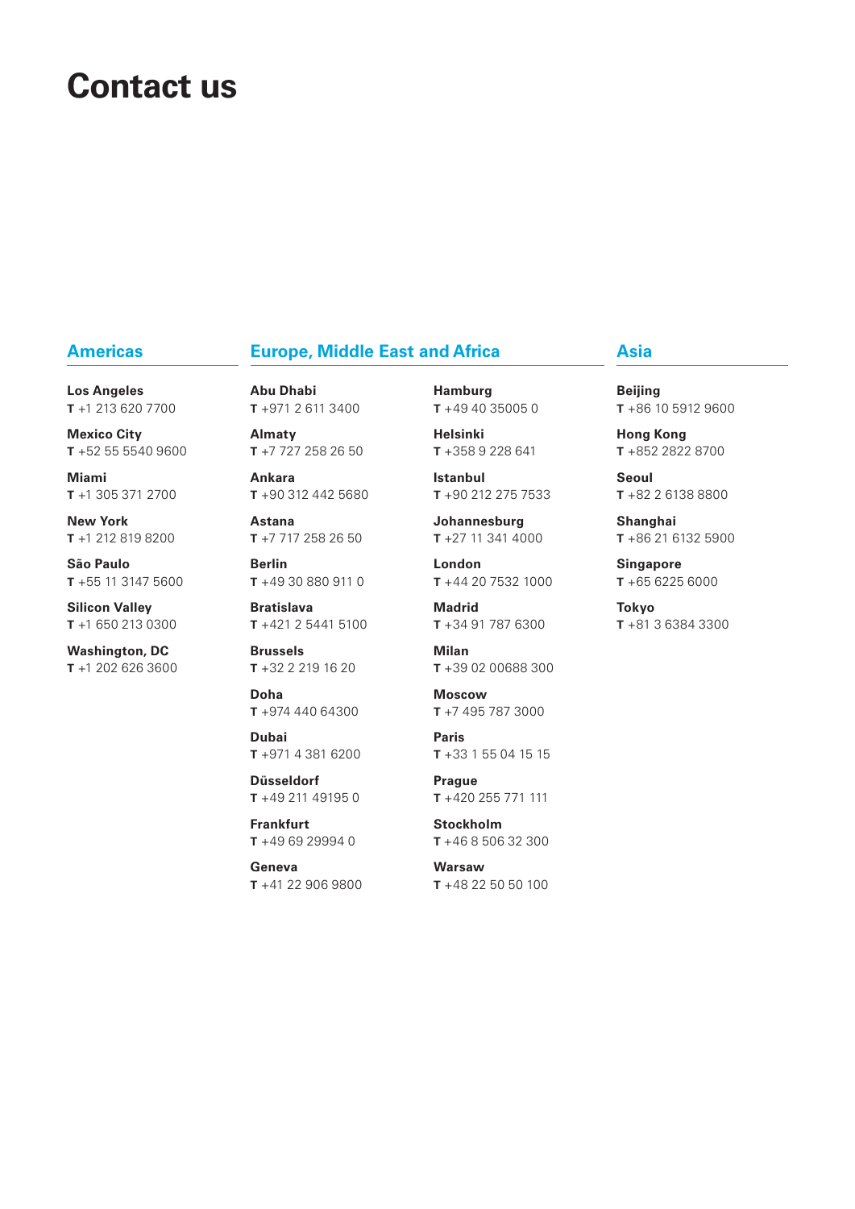# Contact us

## Americas

**Los Angeles**
**T** +1 213 620 7700

**Mexico City**
**T** +52 55 5540 9600

**Miami**
**T** +1 305 371 2700

**New York**
**T** +1 212 819 8200

**São Paulo**
**T** +55 11 3147 5600

**Silicon Valley**
**T** +1 650 213 0300

**Washington, DC**
**T** +1 202 626 3600

## Europe, Middle East and Africa

**Abu Dhabi**
**T** +971 2 611 3400

**Almaty**
**T** +7 727 258 26 50

**Ankara**
**T** +90 312 442 5680

**Astana**
**T** +7 717 258 26 50

**Berlin**
**T** +49 30 880 911 0

**Bratislava**
**T** +421 2 5441 5100

**Brussels**
**T** +32 2 219 16 20

**Doha**
**T** +974 440 64300

**Dubai**
**T** +971 4 381 6200

**Düsseldorf**
**T** +49 211 49195 0

**Frankfurt**
**T** +49 69 29994 0

**Geneva**
**T** +41 22 906 9800

**Hamburg**
**T** +49 40 35005 0

**Helsinki**
**T** +358 9 228 641

**Istanbul**
**T** +90 212 275 7533

**Johannesburg**
**T** +27 11 341 4000

**London**
**T** +44 20 7532 1000

**Madrid**
**T** +34 91 787 6300

**Milan**
**T** +39 02 00688 300

**Moscow**
**T** +7 495 787 3000

**Paris**
**T** +33 1 55 04 15 15

**Prague**
**T** +420 255 771 111

**Stockholm**
**T** +46 8 506 32 300

**Warsaw**
**T** +48 22 50 50 100

## Asia

**Beijing**
**T** +86 10 5912 9600

**Hong Kong**
**T** +852 2822 8700

**Seoul**
**T** +82 2 6138 8800

**Shanghai**
**T** +86 21 6132 5900

**Singapore**
**T** +65 6225 6000

**Tokyo**
**T** +81 3 6384 3300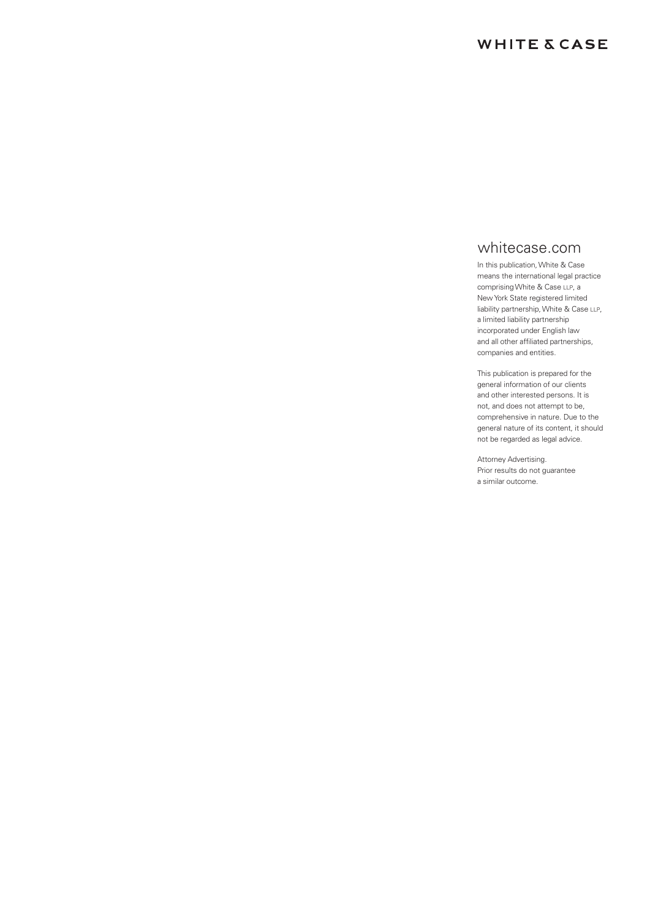WHITE & CASE

## whitecase.com

In this publication, White & Case means the international legal practice comprising White & Case LLP, a New York State registered limited liability partnership, White & Case LLP, a limited liability partnership incorporated under English law and all other affiliated partnerships, companies and entities.

This publication is prepared for the general information of our clients and other interested persons. It is not, and does not attempt to be, comprehensive in nature. Due to the general nature of its content, it should not be regarded as legal advice.

Attorney Advertising.
Prior results do not guarantee a similar outcome.